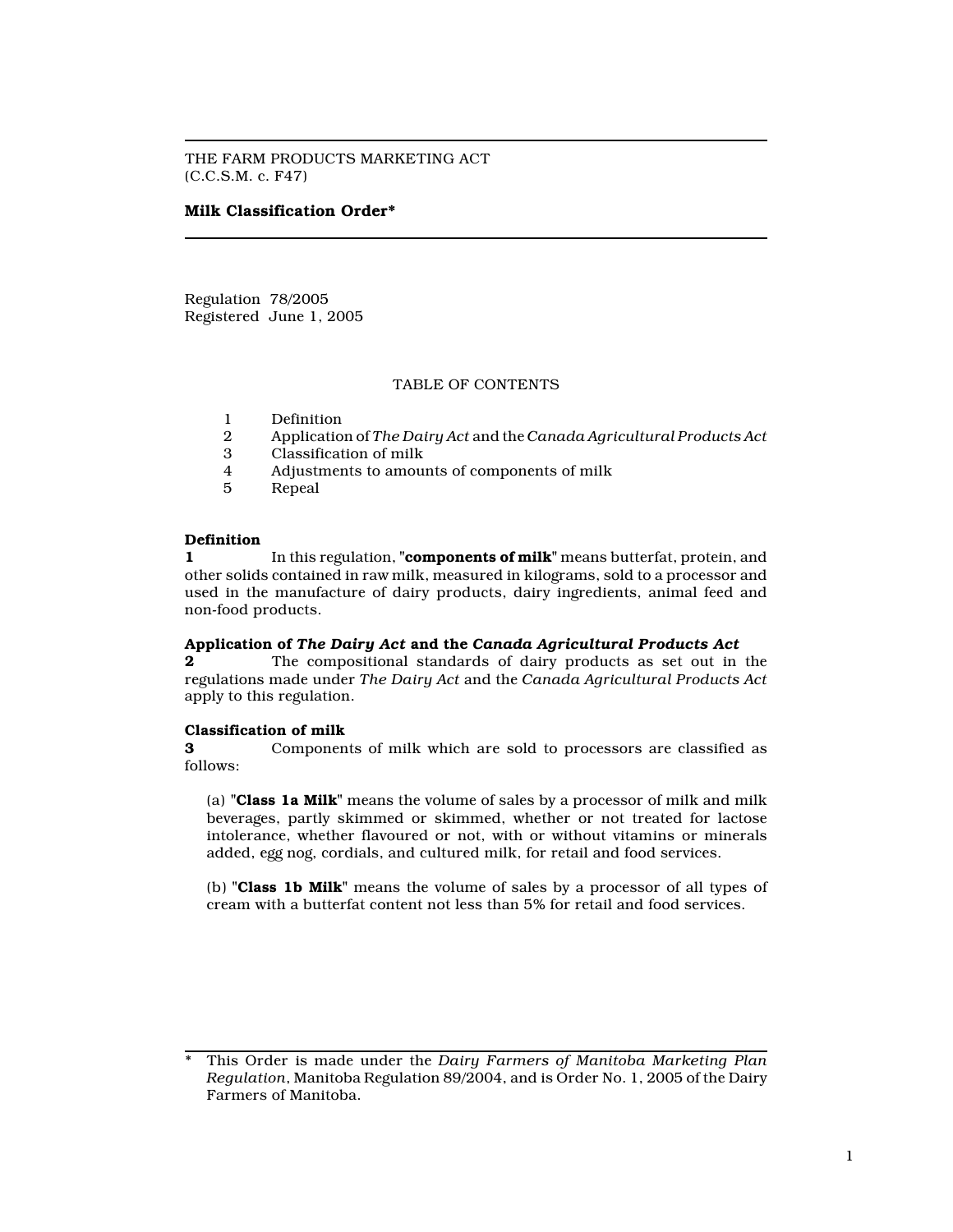THE FARM PRODUCTS MARKETING ACT
(C.C.S.M. c. F47)

# Milk Classification Order*

Regulation 78/2005
Registered June 1, 2005

TABLE OF CONTENTS

1 Definition
2 Application of *The Dairy Act* and the *Canada Agricultural Products Act*
3 Classification of milk
4 Adjustments to amounts of components of milk
5 Repeal

**Definition**

**1** In this regulation, "**components of milk**" means butterfat, protein, and other solids contained in raw milk, measured in kilograms, sold to a processor and used in the manufacture of dairy products, dairy ingredients, animal feed and non-food products.

**Application of *The Dairy Act* and the *Canada Agricultural Products Act***

**2** The compositional standards of dairy products as set out in the regulations made under *The Dairy Act* and the *Canada Agricultural Products Act* apply to this regulation.

**Classification of milk**

**3** Components of milk which are sold to processors are classified as follows:

(a) "**Class 1a Milk**" means the volume of sales by a processor of milk and milk beverages, partly skimmed or skimmed, whether or not treated for lactose intolerance, whether flavoured or not, with or without vitamins or minerals added, egg nog, cordials, and cultured milk, for retail and food services.

(b) "**Class 1b Milk**" means the volume of sales by a processor of all types of cream with a butterfat content not less than 5% for retail and food services.

---

\* This Order is made under the *Dairy Farmers of Manitoba Marketing Plan Regulation*, Manitoba Regulation 89/2004, and is Order No. 1, 2005 of the Dairy Farmers of Manitoba.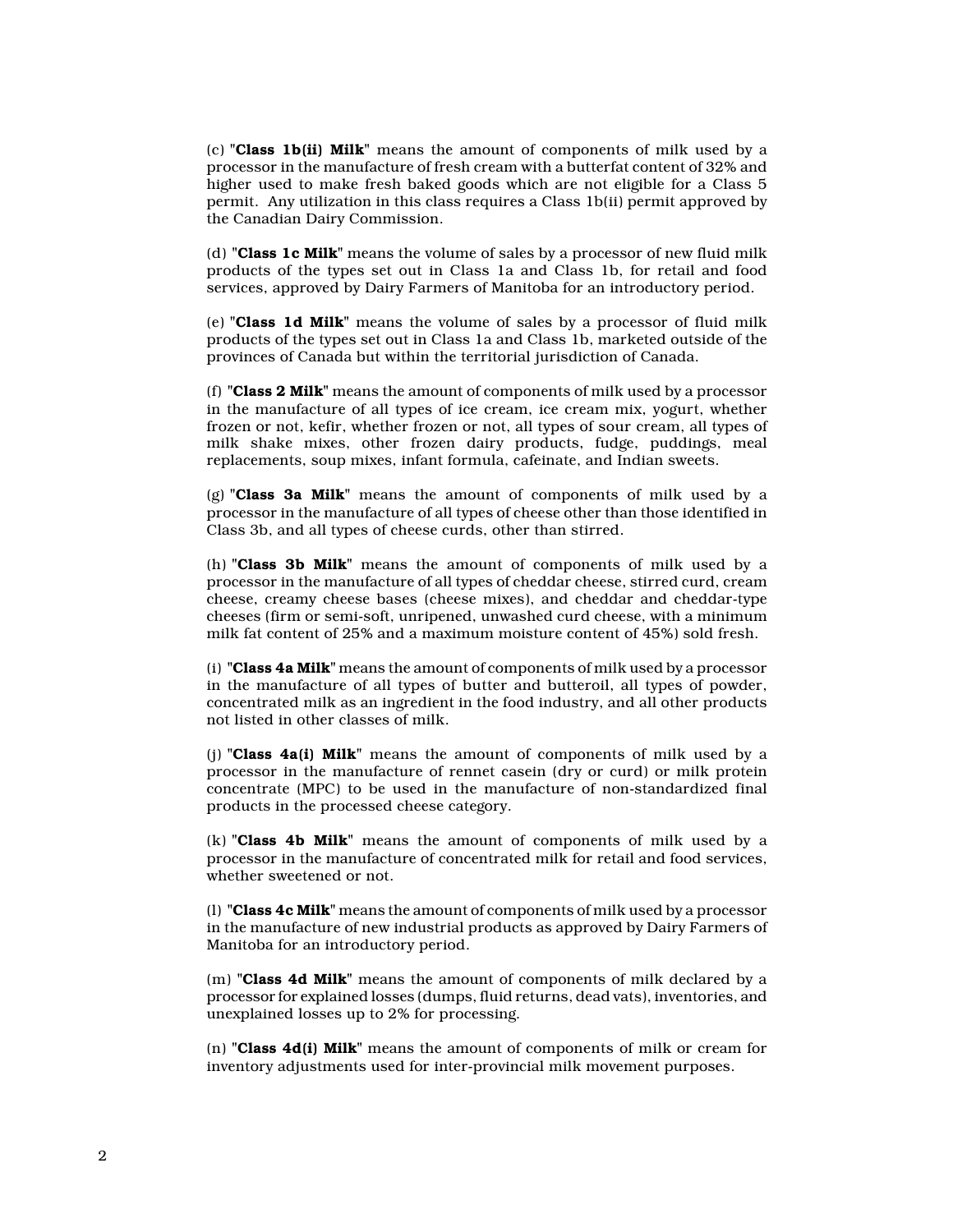(c) "**Class 1b(ii) Milk**" means the amount of components of milk used by a processor in the manufacture of fresh cream with a butterfat content of 32% and higher used to make fresh baked goods which are not eligible for a Class 5 permit. Any utilization in this class requires a Class 1b(ii) permit approved by the Canadian Dairy Commission.

(d) "**Class 1c Milk**" means the volume of sales by a processor of new fluid milk products of the types set out in Class 1a and Class 1b, for retail and food services, approved by Dairy Farmers of Manitoba for an introductory period.

(e) "**Class 1d Milk**" means the volume of sales by a processor of fluid milk products of the types set out in Class 1a and Class 1b, marketed outside of the provinces of Canada but within the territorial jurisdiction of Canada.

(f) "**Class 2 Milk**" means the amount of components of milk used by a processor in the manufacture of all types of ice cream, ice cream mix, yogurt, whether frozen or not, kefir, whether frozen or not, all types of sour cream, all types of milk shake mixes, other frozen dairy products, fudge, puddings, meal replacements, soup mixes, infant formula, cafeinate, and Indian sweets.

(g) "**Class 3a Milk**" means the amount of components of milk used by a processor in the manufacture of all types of cheese other than those identified in Class 3b, and all types of cheese curds, other than stirred.

(h) "**Class 3b Milk**" means the amount of components of milk used by a processor in the manufacture of all types of cheddar cheese, stirred curd, cream cheese, creamy cheese bases (cheese mixes), and cheddar and cheddar-type cheeses (firm or semi-soft, unripened, unwashed curd cheese, with a minimum milk fat content of 25% and a maximum moisture content of 45%) sold fresh.

(i) "**Class 4a Milk**" means the amount of components of milk used by a processor in the manufacture of all types of butter and butteroil, all types of powder, concentrated milk as an ingredient in the food industry, and all other products not listed in other classes of milk.

(j) "**Class 4a(i) Milk**" means the amount of components of milk used by a processor in the manufacture of rennet casein (dry or curd) or milk protein concentrate (MPC) to be used in the manufacture of non-standardized final products in the processed cheese category.

(k) "**Class 4b Milk**" means the amount of components of milk used by a processor in the manufacture of concentrated milk for retail and food services, whether sweetened or not.

(l) "**Class 4c Milk**" means the amount of components of milk used by a processor in the manufacture of new industrial products as approved by Dairy Farmers of Manitoba for an introductory period.

(m) "**Class 4d Milk**" means the amount of components of milk declared by a processor for explained losses (dumps, fluid returns, dead vats), inventories, and unexplained losses up to 2% for processing.

(n) "**Class 4d(i) Milk**" means the amount of components of milk or cream for inventory adjustments used for inter-provincial milk movement purposes.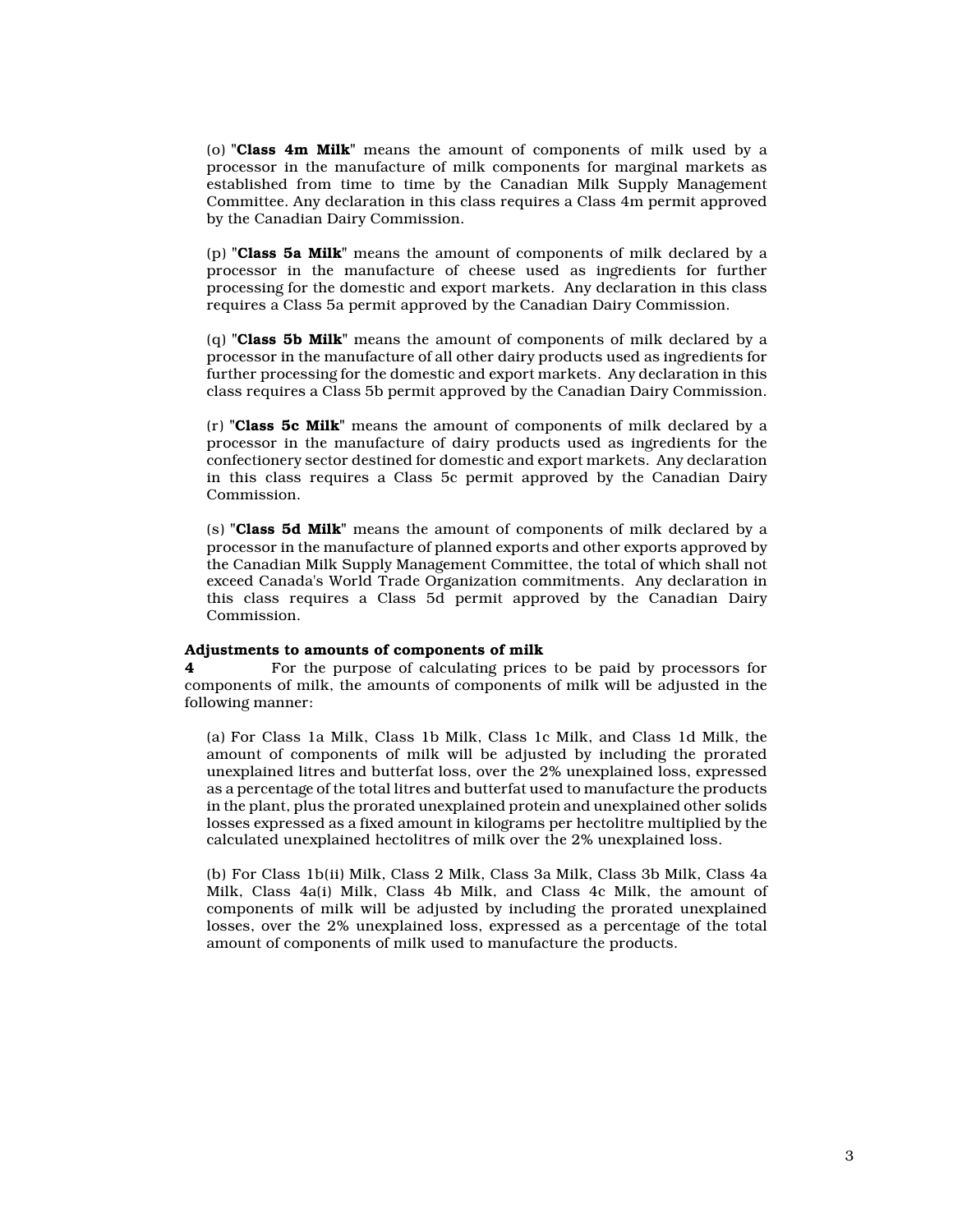(o) "**Class 4m Milk**" means the amount of components of milk used by a processor in the manufacture of milk components for marginal markets as established from time to time by the Canadian Milk Supply Management Committee. Any declaration in this class requires a Class 4m permit approved by the Canadian Dairy Commission.

(p) "**Class 5a Milk**" means the amount of components of milk declared by a processor in the manufacture of cheese used as ingredients for further processing for the domestic and export markets. Any declaration in this class requires a Class 5a permit approved by the Canadian Dairy Commission.

(q) "**Class 5b Milk**" means the amount of components of milk declared by a processor in the manufacture of all other dairy products used as ingredients for further processing for the domestic and export markets. Any declaration in this class requires a Class 5b permit approved by the Canadian Dairy Commission.

(r) "**Class 5c Milk**" means the amount of components of milk declared by a processor in the manufacture of dairy products used as ingredients for the confectionery sector destined for domestic and export markets. Any declaration in this class requires a Class 5c permit approved by the Canadian Dairy Commission.

(s) "**Class 5d Milk**" means the amount of components of milk declared by a processor in the manufacture of planned exports and other exports approved by the Canadian Milk Supply Management Committee, the total of which shall not exceed Canada's World Trade Organization commitments. Any declaration in this class requires a Class 5d permit approved by the Canadian Dairy Commission.

**Adjustments to amounts of components of milk**

**4** For the purpose of calculating prices to be paid by processors for components of milk, the amounts of components of milk will be adjusted in the following manner:

(a) For Class 1a Milk, Class 1b Milk, Class 1c Milk, and Class 1d Milk, the amount of components of milk will be adjusted by including the prorated unexplained litres and butterfat loss, over the 2% unexplained loss, expressed as a percentage of the total litres and butterfat used to manufacture the products in the plant, plus the prorated unexplained protein and unexplained other solids losses expressed as a fixed amount in kilograms per hectolitre multiplied by the calculated unexplained hectolitres of milk over the 2% unexplained loss.

(b) For Class 1b(ii) Milk, Class 2 Milk, Class 3a Milk, Class 3b Milk, Class 4a Milk, Class 4a(i) Milk, Class 4b Milk, and Class 4c Milk, the amount of components of milk will be adjusted by including the prorated unexplained losses, over the 2% unexplained loss, expressed as a percentage of the total amount of components of milk used to manufacture the products.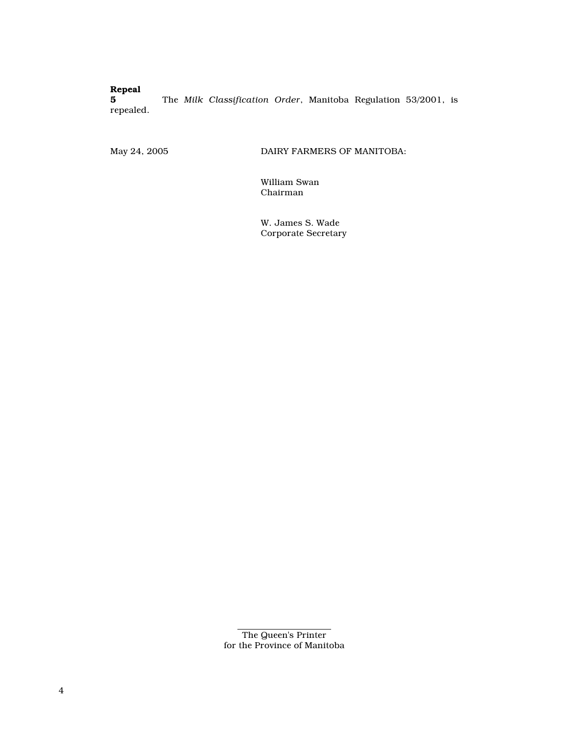**Repeal**

**5** The *Milk Classification Order*, Manitoba Regulation 53/2001, is repealed.

May 24, 2005

DAIRY FARMERS OF MANITOBA:

William Swan
Chairman

W. James S. Wade
Corporate Secretary

The Queen's Printer
for the Province of Manitoba